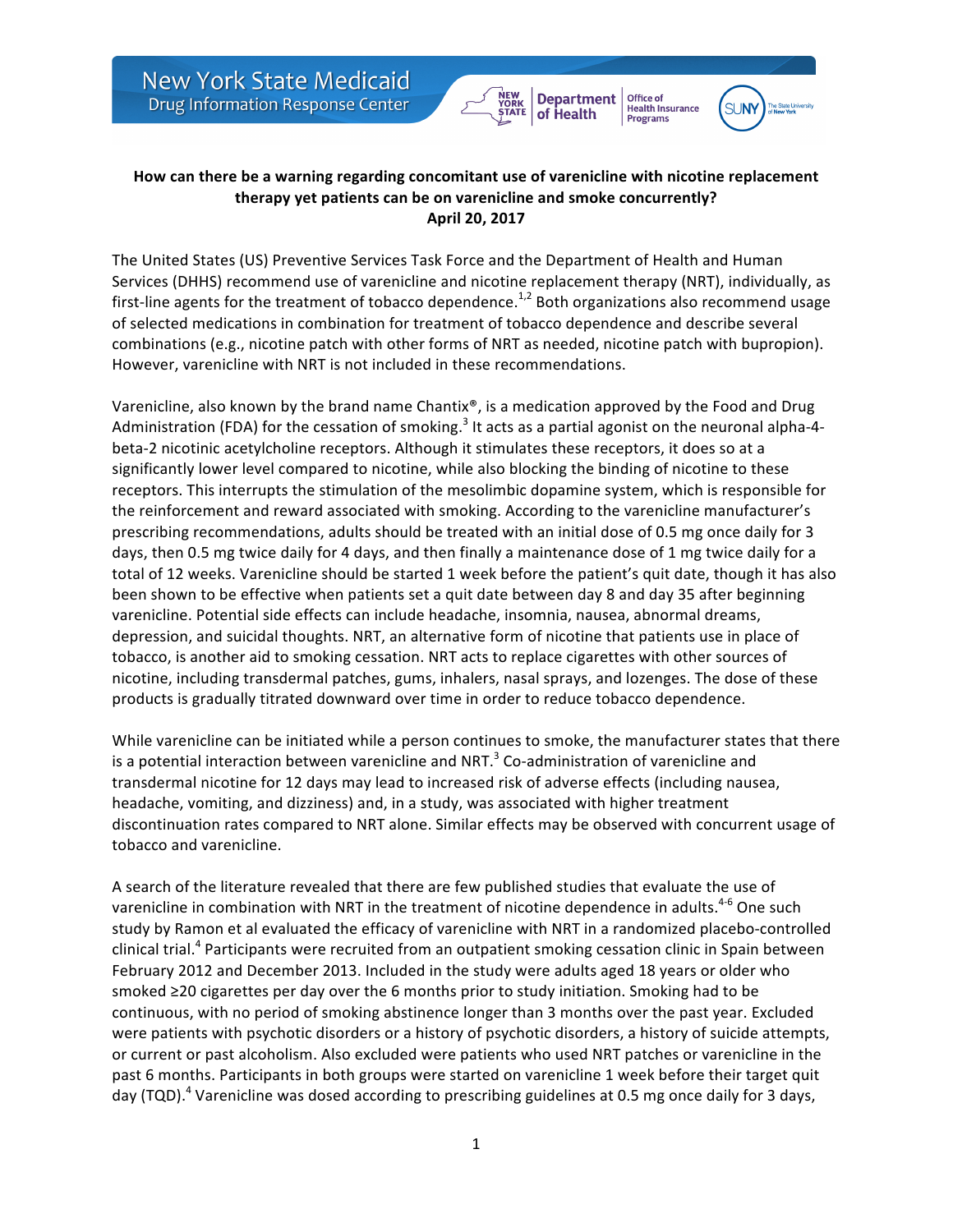# How can there be a warning regarding concomitant use of varenicline with nicotine replacement therapy yet patients can be on varenicline and smoke concurrently?

**April 20, 2017**

The United States (US) Preventive Services Task Force and the Department of Health and Human Services (DHHS) recommend use of varenicline and nicotine replacement therapy (NRT), individually, as first-line agents for the treatment of tobacco dependence.[1,2] Both organizations also recommend usage of selected medications in combination for treatment of tobacco dependence and describe several combinations (e.g., nicotine patch with other forms of NRT as needed, nicotine patch with bupropion). However, varenicline with NRT is not included in these recommendations.

Varenicline, also known by the brand name Chantix®, is a medication approved by the Food and Drug Administration (FDA) for the cessation of smoking.[3] It acts as a partial agonist on the neuronal alpha-4-beta-2 nicotinic acetylcholine receptors. Although it stimulates these receptors, it does so at a significantly lower level compared to nicotine, while also blocking the binding of nicotine to these receptors. This interrupts the stimulation of the mesolimbic dopamine system, which is responsible for the reinforcement and reward associated with smoking. According to the varenicline manufacturer's prescribing recommendations, adults should be treated with an initial dose of 0.5 mg once daily for 3 days, then 0.5 mg twice daily for 4 days, and then finally a maintenance dose of 1 mg twice daily for a total of 12 weeks. Varenicline should be started 1 week before the patient's quit date, though it has also been shown to be effective when patients set a quit date between day 8 and day 35 after beginning varenicline. Potential side effects can include headache, insomnia, nausea, abnormal dreams, depression, and suicidal thoughts. NRT, an alternative form of nicotine that patients use in place of tobacco, is another aid to smoking cessation. NRT acts to replace cigarettes with other sources of nicotine, including transdermal patches, gums, inhalers, nasal sprays, and lozenges. The dose of these products is gradually titrated downward over time in order to reduce tobacco dependence.

While varenicline can be initiated while a person continues to smoke, the manufacturer states that there is a potential interaction between varenicline and NRT.[3] Co-administration of varenicline and transdermal nicotine for 12 days may lead to increased risk of adverse effects (including nausea, headache, vomiting, and dizziness) and, in a study, was associated with higher treatment discontinuation rates compared to NRT alone. Similar effects may be observed with concurrent usage of tobacco and varenicline.

A search of the literature revealed that there are few published studies that evaluate the use of varenicline in combination with NRT in the treatment of nicotine dependence in adults.[4-6] One such study by Ramon et al evaluated the efficacy of varenicline with NRT in a randomized placebo-controlled clinical trial.[4] Participants were recruited from an outpatient smoking cessation clinic in Spain between February 2012 and December 2013. Included in the study were adults aged 18 years or older who smoked ≥20 cigarettes per day over the 6 months prior to study initiation. Smoking had to be continuous, with no period of smoking abstinence longer than 3 months over the past year. Excluded were patients with psychotic disorders or a history of psychotic disorders, a history of suicide attempts, or current or past alcoholism. Also excluded were patients who used NRT patches or varenicline in the past 6 months. Participants in both groups were started on varenicline 1 week before their target quit day (TQD).[4] Varenicline was dosed according to prescribing guidelines at 0.5 mg once daily for 3 days,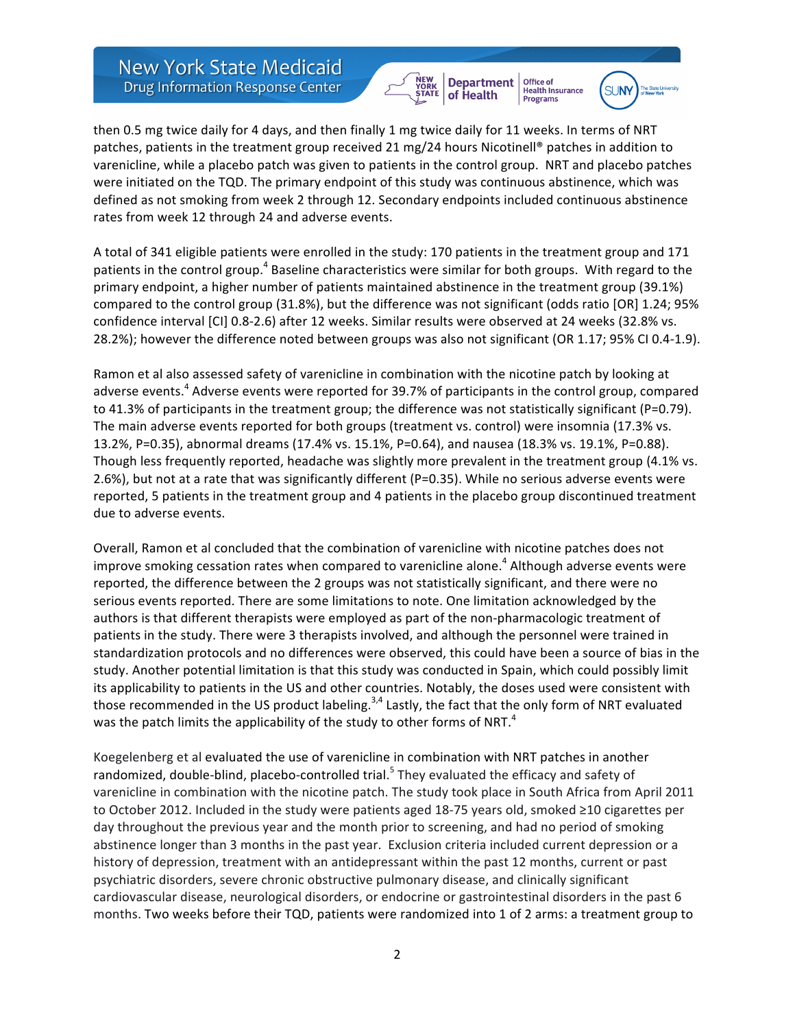then 0.5 mg twice daily for 4 days, and then finally 1 mg twice daily for 11 weeks. In terms of NRT patches, patients in the treatment group received 21 mg/24 hours Nicotinell® patches in addition to varenicline, while a placebo patch was given to patients in the control group. NRT and placebo patches were initiated on the TQD. The primary endpoint of this study was continuous abstinence, which was defined as not smoking from week 2 through 12. Secondary endpoints included continuous abstinence rates from week 12 through 24 and adverse events.

A total of 341 eligible patients were enrolled in the study: 170 patients in the treatment group and 171 patients in the control group.[4] Baseline characteristics were similar for both groups. With regard to the primary endpoint, a higher number of patients maintained abstinence in the treatment group (39.1%) compared to the control group (31.8%), but the difference was not significant (odds ratio [OR] 1.24; 95% confidence interval [CI] 0.8-2.6) after 12 weeks. Similar results were observed at 24 weeks (32.8% vs. 28.2%); however the difference noted between groups was also not significant (OR 1.17; 95% CI 0.4-1.9).

Ramon et al also assessed safety of varenicline in combination with the nicotine patch by looking at adverse events.[4] Adverse events were reported for 39.7% of participants in the control group, compared to 41.3% of participants in the treatment group; the difference was not statistically significant (P=0.79). The main adverse events reported for both groups (treatment vs. control) were insomnia (17.3% vs. 13.2%, P=0.35), abnormal dreams (17.4% vs. 15.1%, P=0.64), and nausea (18.3% vs. 19.1%, P=0.88). Though less frequently reported, headache was slightly more prevalent in the treatment group (4.1% vs. 2.6%), but not at a rate that was significantly different (P=0.35). While no serious adverse events were reported, 5 patients in the treatment group and 4 patients in the placebo group discontinued treatment due to adverse events.

Overall, Ramon et al concluded that the combination of varenicline with nicotine patches does not improve smoking cessation rates when compared to varenicline alone.[4] Although adverse events were reported, the difference between the 2 groups was not statistically significant, and there were no serious events reported. There are some limitations to note. One limitation acknowledged by the authors is that different therapists were employed as part of the non-pharmacologic treatment of patients in the study. There were 3 therapists involved, and although the personnel were trained in standardization protocols and no differences were observed, this could have been a source of bias in the study. Another potential limitation is that this study was conducted in Spain, which could possibly limit its applicability to patients in the US and other countries. Notably, the doses used were consistent with those recommended in the US product labeling.[3,4] Lastly, the fact that the only form of NRT evaluated was the patch limits the applicability of the study to other forms of NRT.[4]

Koegelenberg et al evaluated the use of varenicline in combination with NRT patches in another randomized, double-blind, placebo-controlled trial.[5] They evaluated the efficacy and safety of varenicline in combination with the nicotine patch. The study took place in South Africa from April 2011 to October 2012. Included in the study were patients aged 18-75 years old, smoked ≥10 cigarettes per day throughout the previous year and the month prior to screening, and had no period of smoking abstinence longer than 3 months in the past year. Exclusion criteria included current depression or a history of depression, treatment with an antidepressant within the past 12 months, current or past psychiatric disorders, severe chronic obstructive pulmonary disease, and clinically significant cardiovascular disease, neurological disorders, or endocrine or gastrointestinal disorders in the past 6 months. Two weeks before their TQD, patients were randomized into 1 of 2 arms: a treatment group to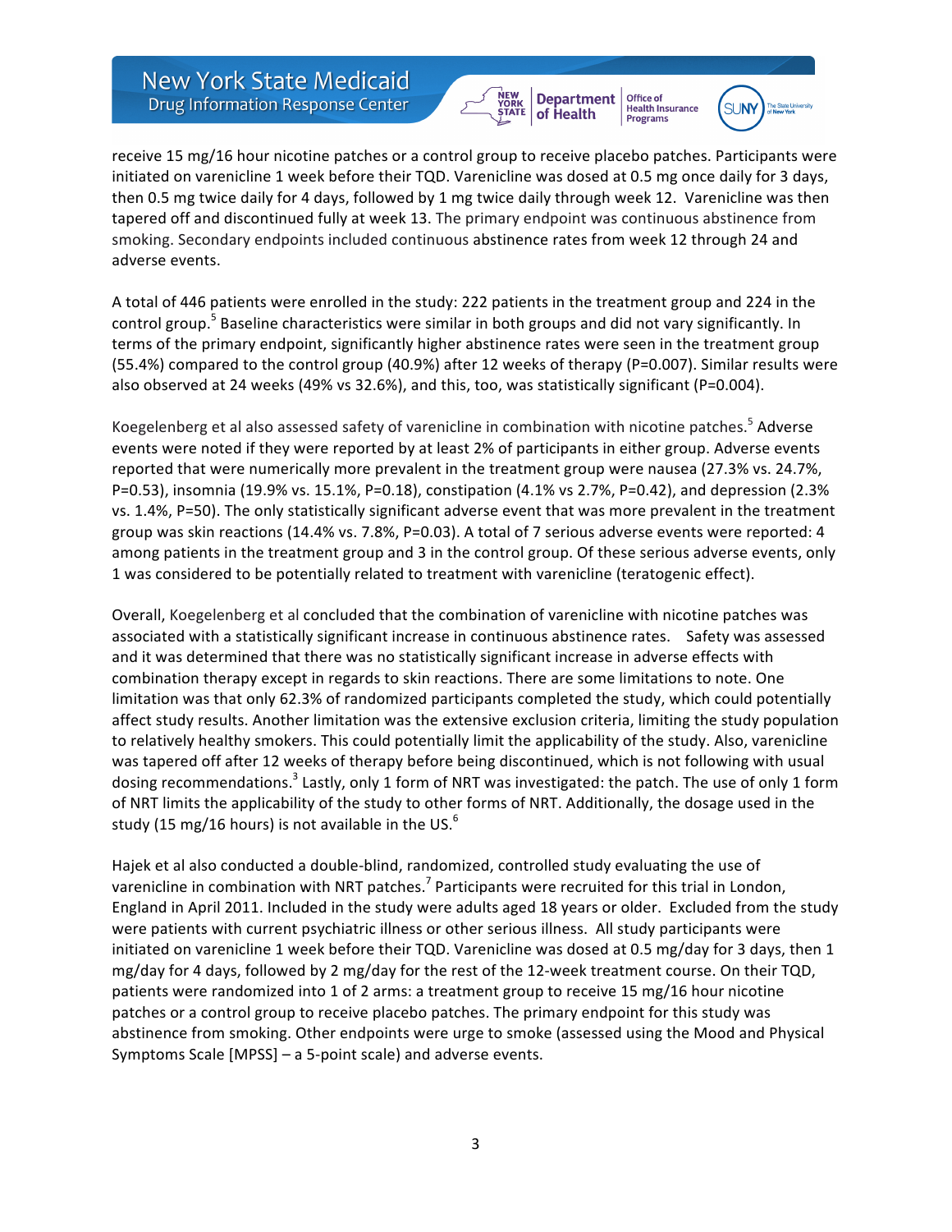receive 15 mg/16 hour nicotine patches or a control group to receive placebo patches. Participants were initiated on varenicline 1 week before their TQD. Varenicline was dosed at 0.5 mg once daily for 3 days, then 0.5 mg twice daily for 4 days, followed by 1 mg twice daily through week 12. Varenicline was then tapered off and discontinued fully at week 13. The primary endpoint was continuous abstinence from smoking. Secondary endpoints included continuous abstinence rates from week 12 through 24 and adverse events.

A total of 446 patients were enrolled in the study: 222 patients in the treatment group and 224 in the control group.[5] Baseline characteristics were similar in both groups and did not vary significantly. In terms of the primary endpoint, significantly higher abstinence rates were seen in the treatment group (55.4%) compared to the control group (40.9%) after 12 weeks of therapy (P=0.007). Similar results were also observed at 24 weeks (49% vs 32.6%), and this, too, was statistically significant (P=0.004).

Koegelenberg et al also assessed safety of varenicline in combination with nicotine patches.[5] Adverse events were noted if they were reported by at least 2% of participants in either group. Adverse events reported that were numerically more prevalent in the treatment group were nausea (27.3% vs. 24.7%, P=0.53), insomnia (19.9% vs. 15.1%, P=0.18), constipation (4.1% vs 2.7%, P=0.42), and depression (2.3% vs. 1.4%, P=50). The only statistically significant adverse event that was more prevalent in the treatment group was skin reactions (14.4% vs. 7.8%, P=0.03). A total of 7 serious adverse events were reported: 4 among patients in the treatment group and 3 in the control group. Of these serious adverse events, only 1 was considered to be potentially related to treatment with varenicline (teratogenic effect).

Overall, Koegelenberg et al concluded that the combination of varenicline with nicotine patches was associated with a statistically significant increase in continuous abstinence rates. Safety was assessed and it was determined that there was no statistically significant increase in adverse effects with combination therapy except in regards to skin reactions. There are some limitations to note. One limitation was that only 62.3% of randomized participants completed the study, which could potentially affect study results. Another limitation was the extensive exclusion criteria, limiting the study population to relatively healthy smokers. This could potentially limit the applicability of the study. Also, varenicline was tapered off after 12 weeks of therapy before being discontinued, which is not following with usual dosing recommendations.[3] Lastly, only 1 form of NRT was investigated: the patch. The use of only 1 form of NRT limits the applicability of the study to other forms of NRT. Additionally, the dosage used in the study (15 mg/16 hours) is not available in the US.[6]

Hajek et al also conducted a double-blind, randomized, controlled study evaluating the use of varenicline in combination with NRT patches.[7] Participants were recruited for this trial in London, England in April 2011. Included in the study were adults aged 18 years or older. Excluded from the study were patients with current psychiatric illness or other serious illness. All study participants were initiated on varenicline 1 week before their TQD. Varenicline was dosed at 0.5 mg/day for 3 days, then 1 mg/day for 4 days, followed by 2 mg/day for the rest of the 12-week treatment course. On their TQD, patients were randomized into 1 of 2 arms: a treatment group to receive 15 mg/16 hour nicotine patches or a control group to receive placebo patches. The primary endpoint for this study was abstinence from smoking. Other endpoints were urge to smoke (assessed using the Mood and Physical Symptoms Scale [MPSS] – a 5-point scale) and adverse events.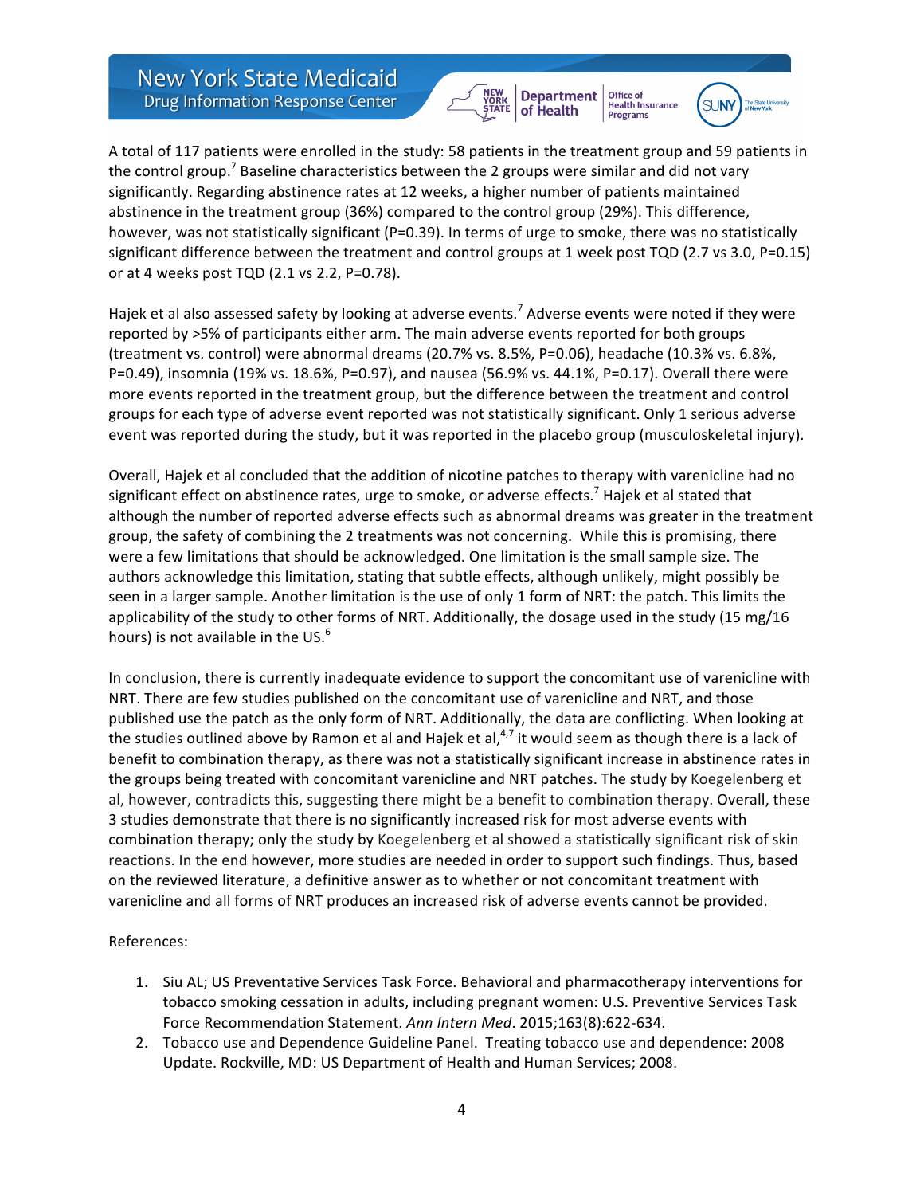A total of 117 patients were enrolled in the study: 58 patients in the treatment group and 59 patients in the control group.[7] Baseline characteristics between the 2 groups were similar and did not vary significantly. Regarding abstinence rates at 12 weeks, a higher number of patients maintained abstinence in the treatment group (36%) compared to the control group (29%). This difference, however, was not statistically significant (P=0.39). In terms of urge to smoke, there was no statistically significant difference between the treatment and control groups at 1 week post TQD (2.7 vs 3.0, P=0.15) or at 4 weeks post TQD (2.1 vs 2.2, P=0.78).

Hajek et al also assessed safety by looking at adverse events.[7] Adverse events were noted if they were reported by >5% of participants either arm. The main adverse events reported for both groups (treatment vs. control) were abnormal dreams (20.7% vs. 8.5%, P=0.06), headache (10.3% vs. 6.8%, P=0.49), insomnia (19% vs. 18.6%, P=0.97), and nausea (56.9% vs. 44.1%, P=0.17). Overall there were more events reported in the treatment group, but the difference between the treatment and control groups for each type of adverse event reported was not statistically significant. Only 1 serious adverse event was reported during the study, but it was reported in the placebo group (musculoskeletal injury).

Overall, Hajek et al concluded that the addition of nicotine patches to therapy with varenicline had no significant effect on abstinence rates, urge to smoke, or adverse effects.[7] Hajek et al stated that although the number of reported adverse effects such as abnormal dreams was greater in the treatment group, the safety of combining the 2 treatments was not concerning. While this is promising, there were a few limitations that should be acknowledged. One limitation is the small sample size. The authors acknowledge this limitation, stating that subtle effects, although unlikely, might possibly be seen in a larger sample. Another limitation is the use of only 1 form of NRT: the patch. This limits the applicability of the study to other forms of NRT. Additionally, the dosage used in the study (15 mg/16 hours) is not available in the US.[6]

In conclusion, there is currently inadequate evidence to support the concomitant use of varenicline with NRT. There are few studies published on the concomitant use of varenicline and NRT, and those published use the patch as the only form of NRT. Additionally, the data are conflicting. When looking at the studies outlined above by Ramon et al and Hajek et al,[4,7] it would seem as though there is a lack of benefit to combination therapy, as there was not a statistically significant increase in abstinence rates in the groups being treated with concomitant varenicline and NRT patches. The study by Koegelenberg et al, however, contradicts this, suggesting there might be a benefit to combination therapy. Overall, these 3 studies demonstrate that there is no significantly increased risk for most adverse events with combination therapy; only the study by Koegelenberg et al showed a statistically significant risk of skin reactions. In the end however, more studies are needed in order to support such findings. Thus, based on the reviewed literature, a definitive answer as to whether or not concomitant treatment with varenicline and all forms of NRT produces an increased risk of adverse events cannot be provided.

References:

1. Siu AL; US Preventative Services Task Force. Behavioral and pharmacotherapy interventions for tobacco smoking cessation in adults, including pregnant women: U.S. Preventive Services Task Force Recommendation Statement. *Ann Intern Med*. 2015;163(8):622-634.
2. Tobacco use and Dependence Guideline Panel. Treating tobacco use and dependence: 2008 Update. Rockville, MD: US Department of Health and Human Services; 2008.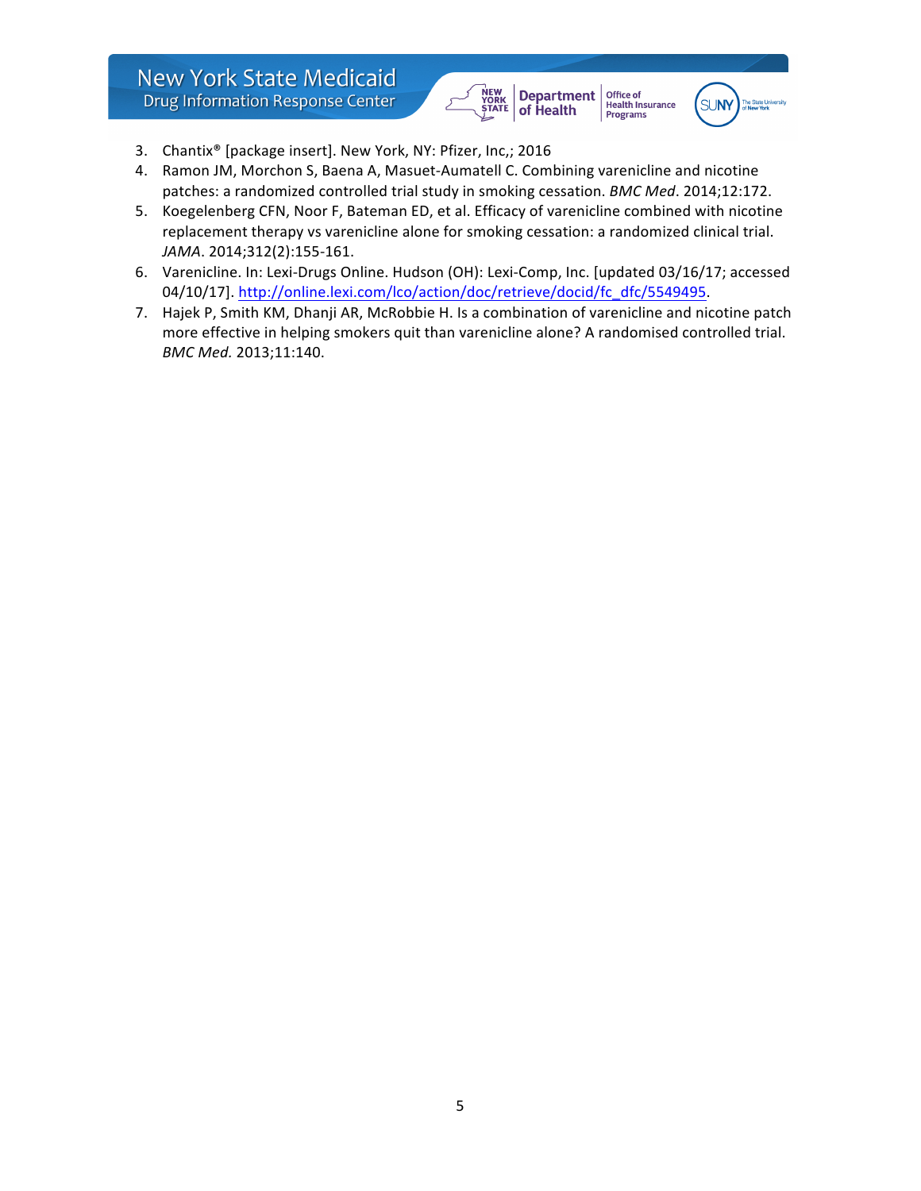3. Chantix® [package insert]. New York, NY: Pfizer, Inc,; 2016
4. Ramon JM, Morchon S, Baena A, Masuet-Aumatell C. Combining varenicline and nicotine patches: a randomized controlled trial study in smoking cessation. *BMC Med*. 2014;12:172.
5. Koegelenberg CFN, Noor F, Bateman ED, et al. Efficacy of varenicline combined with nicotine replacement therapy vs varenicline alone for smoking cessation: a randomized clinical trial. *JAMA*. 2014;312(2):155-161.
6. Varenicline. In: Lexi-Drugs Online. Hudson (OH): Lexi-Comp, Inc. [updated 03/16/17; accessed 04/10/17]. http://online.lexi.com/lco/action/doc/retrieve/docid/fc_dfc/5549495.
7. Hajek P, Smith KM, Dhanji AR, McRobbie H. Is a combination of varenicline and nicotine patch more effective in helping smokers quit than varenicline alone? A randomised controlled trial. *BMC Med.* 2013;11:140.